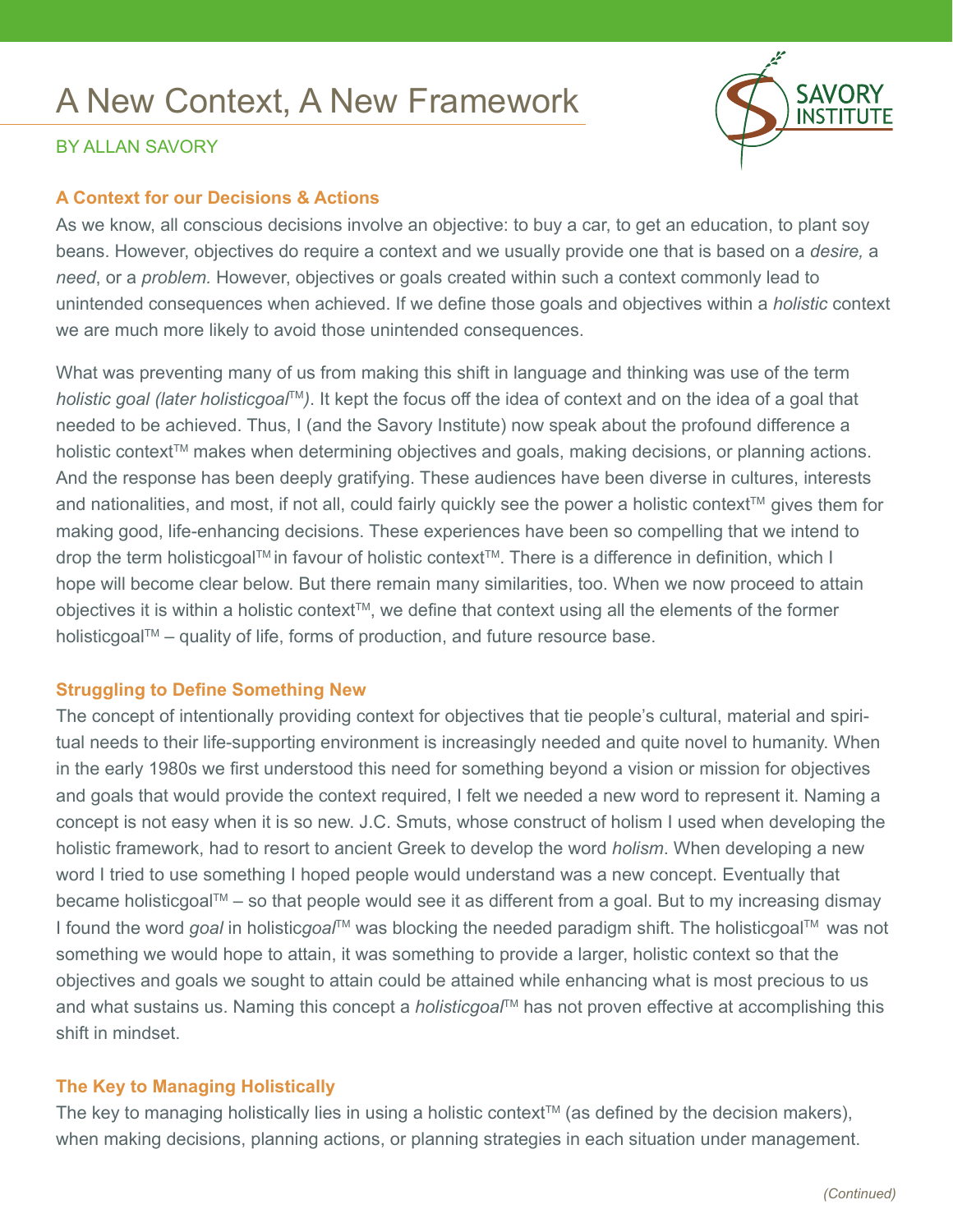# A New Context, A New Framework

BY ALLAN SAVORY

## A Context for our Decisions & Actions

As we know, all conscious decisions involve an objective: to buy a car, to get an education, to plant soy beans. However, objectives do require a context and we usually provide one that is based on a *desire,* a *need*, or a *problem.* However, objectives or goals created within such a context commonly lead to unintended consequences when achieved. If we define those goals and objectives within a *holistic* context we are much more likely to avoid those unintended consequences.

What was preventing many of us from making this shift in language and thinking was use of the term *holistic goal (later holisticgoal™)*. It kept the focus off the idea of context and on the idea of a goal that needed to be achieved. Thus, I (and the Savory Institute) now speak about the profound difference a holistic context™ makes when determining objectives and goals, making decisions, or planning actions. And the response has been deeply gratifying. These audiences have been diverse in cultures, interests and nationalities, and most, if not all, could fairly quickly see the power a holistic context™ gives them for making good, life-enhancing decisions. These experiences have been so compelling that we intend to drop the term holisticgoal™ in favour of holistic context™. There is a difference in definition, which I hope will become clear below. But there remain many similarities, too. When we now proceed to attain objectives it is within a holistic context™, we define that context using all the elements of the former holisticgoal™ – quality of life, forms of production, and future resource base.

## Struggling to Define Something New

The concept of intentionally providing context for objectives that tie people's cultural, material and spiritual needs to their life-supporting environment is increasingly needed and quite novel to humanity. When in the early 1980s we first understood this need for something beyond a vision or mission for objectives and goals that would provide the context required, I felt we needed a new word to represent it. Naming a concept is not easy when it is so new. J.C. Smuts, whose construct of holism I used when developing the holistic framework, had to resort to ancient Greek to develop the word *holism*. When developing a new word I tried to use something I hoped people would understand was a new concept. Eventually that became holisticgoal™ – so that people would see it as different from a goal. But to my increasing dismay I found the word *goal* in holistic*goal*™ was blocking the needed paradigm shift. The holisticgoal™ was not something we would hope to attain, it was something to provide a larger, holistic context so that the objectives and goals we sought to attain could be attained while enhancing what is most precious to us and what sustains us. Naming this concept a *holisticgoal*™ has not proven effective at accomplishing this shift in mindset.

## The Key to Managing Holistically

The key to managing holistically lies in using a holistic context™ (as defined by the decision makers), when making decisions, planning actions, or planning strategies in each situation under management.

*(Continued)*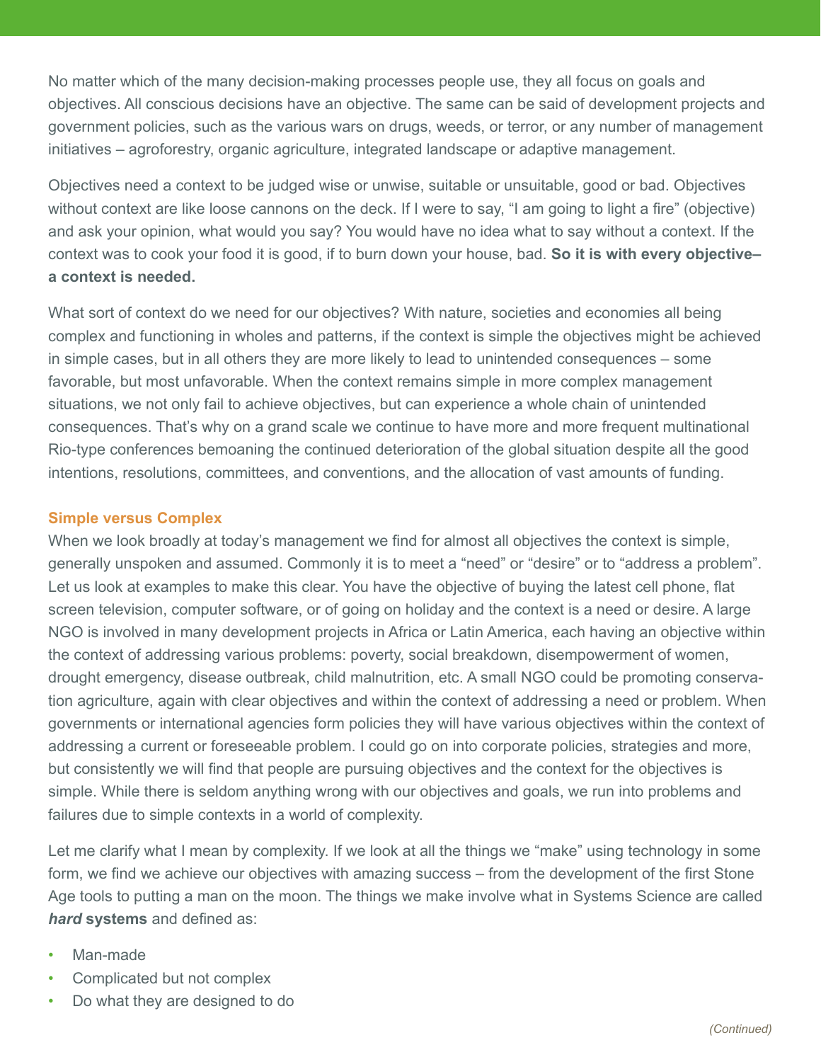No matter which of the many decision-making processes people use, they all focus on goals and objectives. All conscious decisions have an objective. The same can be said of development projects and government policies, such as the various wars on drugs, weeds, or terror, or any number of management initiatives – agroforestry, organic agriculture, integrated landscape or adaptive management.

Objectives need a context to be judged wise or unwise, suitable or unsuitable, good or bad. Objectives without context are like loose cannons on the deck. If I were to say, "I am going to light a fire" (objective) and ask your opinion, what would you say? You would have no idea what to say without a context. If the context was to cook your food it is good, if to burn down your house, bad. **So it is with every objective– a context is needed.**

What sort of context do we need for our objectives? With nature, societies and economies all being complex and functioning in wholes and patterns, if the context is simple the objectives might be achieved in simple cases, but in all others they are more likely to lead to unintended consequences – some favorable, but most unfavorable. When the context remains simple in more complex management situations, we not only fail to achieve objectives, but can experience a whole chain of unintended consequences. That's why on a grand scale we continue to have more and more frequent multinational Rio-type conferences bemoaning the continued deterioration of the global situation despite all the good intentions, resolutions, committees, and conventions, and the allocation of vast amounts of funding.

## Simple versus Complex

When we look broadly at today's management we find for almost all objectives the context is simple, generally unspoken and assumed. Commonly it is to meet a "need" or "desire" or to "address a problem". Let us look at examples to make this clear. You have the objective of buying the latest cell phone, flat screen television, computer software, or of going on holiday and the context is a need or desire. A large NGO is involved in many development projects in Africa or Latin America, each having an objective within the context of addressing various problems: poverty, social breakdown, disempowerment of women, drought emergency, disease outbreak, child malnutrition, etc. A small NGO could be promoting conservation agriculture, again with clear objectives and within the context of addressing a need or problem. When governments or international agencies form policies they will have various objectives within the context of addressing a current or foreseeable problem. I could go on into corporate policies, strategies and more, but consistently we will find that people are pursuing objectives and the context for the objectives is simple. While there is seldom anything wrong with our objectives and goals, we run into problems and failures due to simple contexts in a world of complexity.

Let me clarify what I mean by complexity. If we look at all the things we "make" using technology in some form, we find we achieve our objectives with amazing success – from the development of the first Stone Age tools to putting a man on the moon. The things we make involve what in Systems Science are called ***hard* systems** and defined as:

- Man-made
- Complicated but not complex
- Do what they are designed to do

*(Continued)*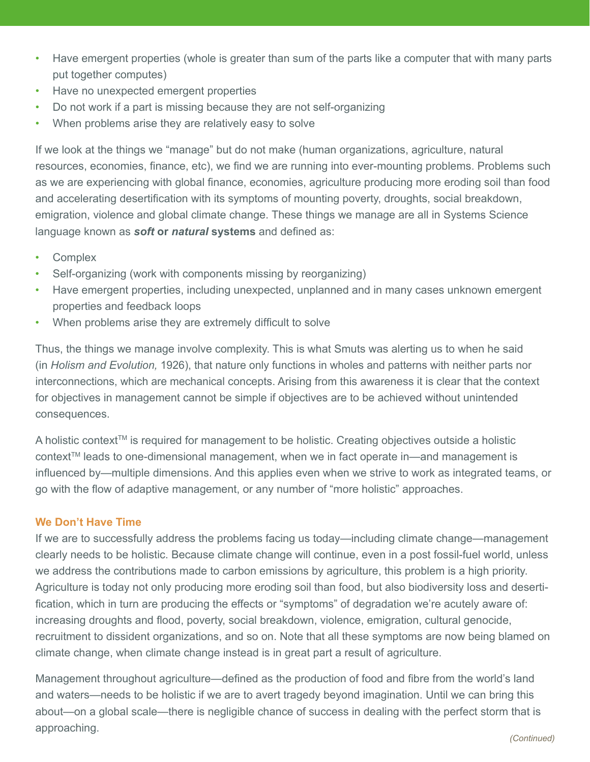- Have emergent properties (whole is greater than sum of the parts like a computer that with many parts put together computes)
- Have no unexpected emergent properties
- Do not work if a part is missing because they are not self-organizing
- When problems arise they are relatively easy to solve

If we look at the things we "manage" but do not make (human organizations, agriculture, natural resources, economies, finance, etc), we find we are running into ever-mounting problems. Problems such as we are experiencing with global finance, economies, agriculture producing more eroding soil than food and accelerating desertification with its symptoms of mounting poverty, droughts, social breakdown, emigration, violence and global climate change. These things we manage are all in Systems Science language known as ***soft* or *natural* systems** and defined as:

- Complex
- Self-organizing (work with components missing by reorganizing)
- Have emergent properties, including unexpected, unplanned and in many cases unknown emergent properties and feedback loops
- When problems arise they are extremely difficult to solve

Thus, the things we manage involve complexity. This is what Smuts was alerting us to when he said (in *Holism and Evolution,* 1926), that nature only functions in wholes and patterns with neither parts nor interconnections, which are mechanical concepts. Arising from this awareness it is clear that the context for objectives in management cannot be simple if objectives are to be achieved without unintended consequences.

A holistic context™ is required for management to be holistic. Creating objectives outside a holistic context™ leads to one-dimensional management, when we in fact operate in—and management is influenced by—multiple dimensions. And this applies even when we strive to work as integrated teams, or go with the flow of adaptive management, or any number of "more holistic" approaches.

### We Don't Have Time

If we are to successfully address the problems facing us today—including climate change—management clearly needs to be holistic. Because climate change will continue, even in a post fossil-fuel world, unless we address the contributions made to carbon emissions by agriculture, this problem is a high priority. Agriculture is today not only producing more eroding soil than food, but also biodiversity loss and desertification, which in turn are producing the effects or "symptoms" of degradation we're acutely aware of: increasing droughts and flood, poverty, social breakdown, violence, emigration, cultural genocide, recruitment to dissident organizations, and so on. Note that all these symptoms are now being blamed on climate change, when climate change instead is in great part a result of agriculture.

Management throughout agriculture—defined as the production of food and fibre from the world's land and waters—needs to be holistic if we are to avert tragedy beyond imagination. Until we can bring this about—on a global scale—there is negligible chance of success in dealing with the perfect storm that is approaching.

*(Continued)*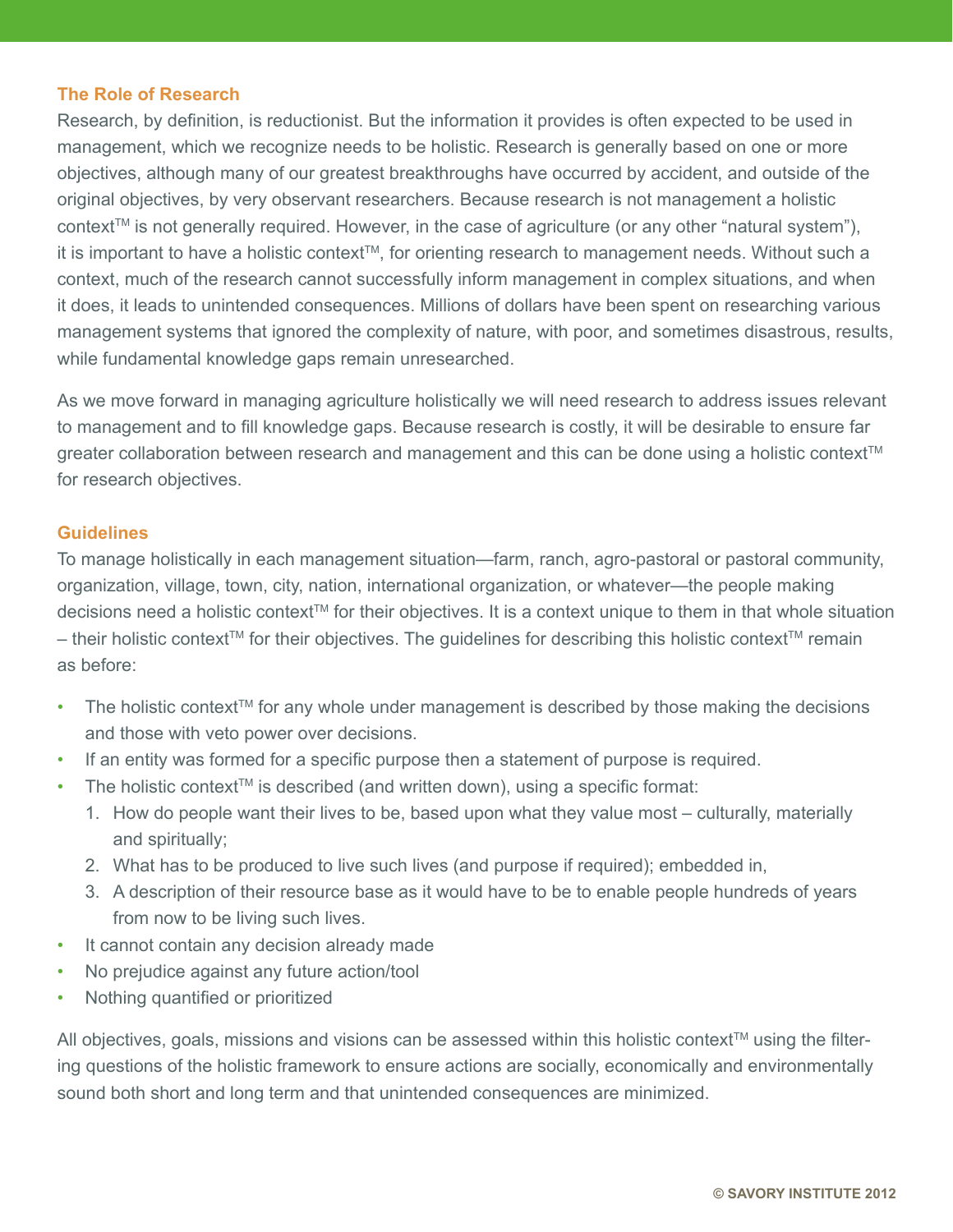### The Role of Research

Research, by definition, is reductionist. But the information it provides is often expected to be used in management, which we recognize needs to be holistic. Research is generally based on one or more objectives, although many of our greatest breakthroughs have occurred by accident, and outside of the original objectives, by very observant researchers. Because research is not management a holistic context™ is not generally required. However, in the case of agriculture (or any other "natural system"), it is important to have a holistic context™, for orienting research to management needs. Without such a context, much of the research cannot successfully inform management in complex situations, and when it does, it leads to unintended consequences. Millions of dollars have been spent on researching various management systems that ignored the complexity of nature, with poor, and sometimes disastrous, results, while fundamental knowledge gaps remain unresearched.

As we move forward in managing agriculture holistically we will need research to address issues relevant to management and to fill knowledge gaps. Because research is costly, it will be desirable to ensure far greater collaboration between research and management and this can be done using a holistic context™ for research objectives.

### Guidelines

To manage holistically in each management situation—farm, ranch, agro-pastoral or pastoral community, organization, village, town, city, nation, international organization, or whatever—the people making decisions need a holistic context™ for their objectives. It is a context unique to them in that whole situation – their holistic context™ for their objectives. The guidelines for describing this holistic context™ remain as before:

- The holistic context™ for any whole under management is described by those making the decisions and those with veto power over decisions.
- If an entity was formed for a specific purpose then a statement of purpose is required.
- The holistic context™ is described (and written down), using a specific format:
  1. How do people want their lives to be, based upon what they value most – culturally, materially and spiritually;
  2. What has to be produced to live such lives (and purpose if required); embedded in,
  3. A description of their resource base as it would have to be to enable people hundreds of years from now to be living such lives.
- It cannot contain any decision already made
- No prejudice against any future action/tool
- Nothing quantified or prioritized

All objectives, goals, missions and visions can be assessed within this holistic context™ using the filtering questions of the holistic framework to ensure actions are socially, economically and environmentally sound both short and long term and that unintended consequences are minimized.

© SAVORY INSTITUTE 2012